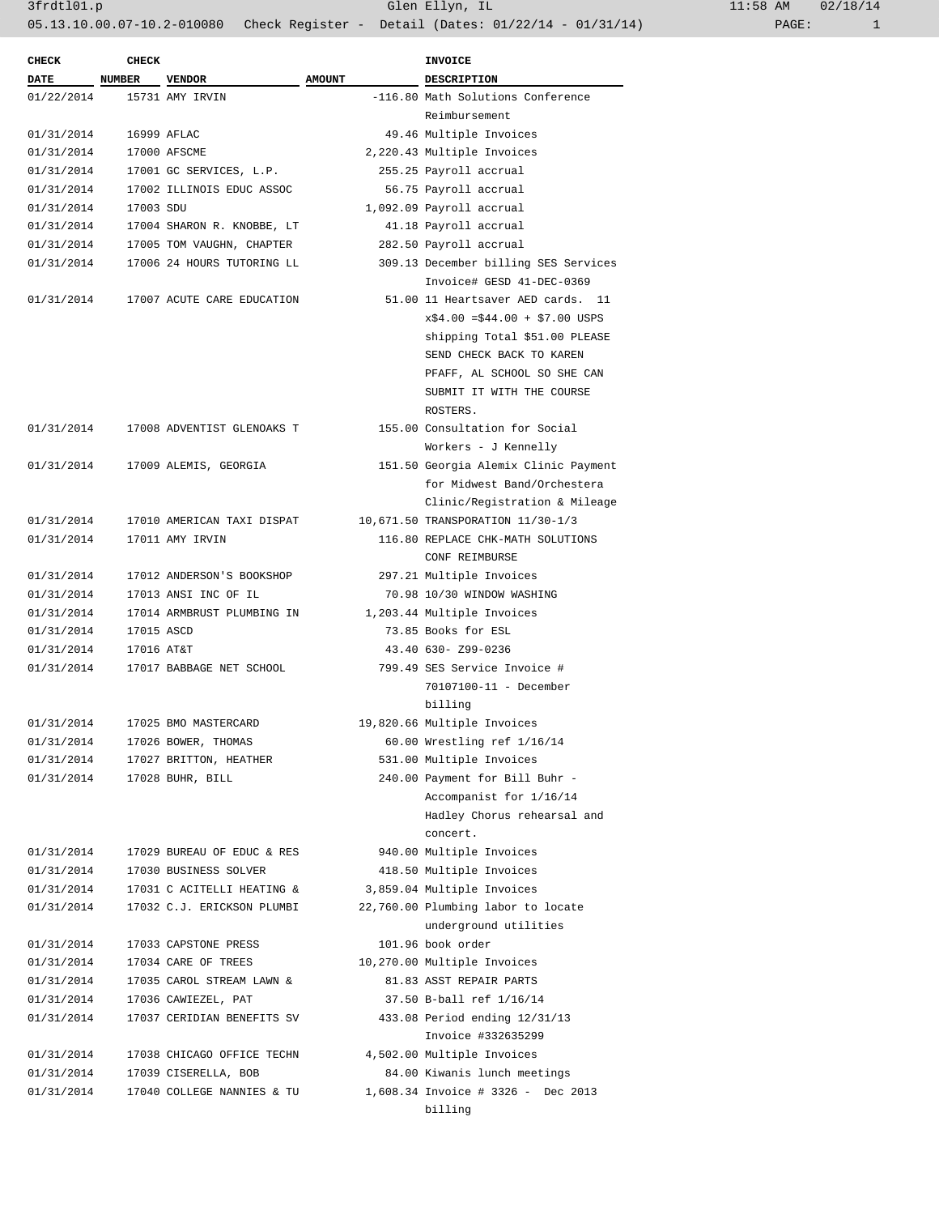3frdtl01.p Glen Ellyn, IL 11:58 AM 02/18/14

05.13.10.00.07-10.2-010080 Check Register - Detail (Dates: 01/22/14 - 01/31/14)

| CHECK DATE | CHECK NUMBER | VENDOR | AMOUNT | INVOICE DESCRIPTION |
|---|---|---|---|---|
| 01/22/2014 | 15731 | AMY IRVIN | -116.80 | Math Solutions Conference Reimbursement |
| 01/31/2014 | 16999 | AFLAC | 49.46 | Multiple Invoices |
| 01/31/2014 | 17000 | AFSCME | 2,220.43 | Multiple Invoices |
| 01/31/2014 | 17001 | GC SERVICES, L.P. | 255.25 | Payroll accrual |
| 01/31/2014 | 17002 | ILLINOIS EDUC ASSOC | 56.75 | Payroll accrual |
| 01/31/2014 | 17003 | SDU | 1,092.09 | Payroll accrual |
| 01/31/2014 | 17004 | SHARON R. KNOBBE, LT | 41.18 | Payroll accrual |
| 01/31/2014 | 17005 | TOM VAUGHN, CHAPTER | 282.50 | Payroll accrual |
| 01/31/2014 | 17006 | 24 HOURS TUTORING LL | 309.13 | December billing SES Services Invoice# GESD 41-DEC-0369 |
| 01/31/2014 | 17007 | ACUTE CARE EDUCATION | 51.00 | 11 Heartsaver AED cards. 11 x$4.00 =$44.00 + $7.00 USPS shipping Total $51.00 PLEASE SEND CHECK BACK TO KAREN PFAFF, AL SCHOOL SO SHE CAN SUBMIT IT WITH THE COURSE ROSTERS. |
| 01/31/2014 | 17008 | ADVENTIST GLENOAKS T | 155.00 | Consultation for Social Workers - J Kennelly |
| 01/31/2014 | 17009 | ALEMIS, GEORGIA | 151.50 | Georgia Alemix Clinic Payment for Midwest Band/Orchestera Clinic/Registration & Mileage |
| 01/31/2014 | 17010 | AMERICAN TAXI DISPAT | 10,671.50 | TRANSPORATION 11/30-1/3 |
| 01/31/2014 | 17011 | AMY IRVIN | 116.80 | REPLACE CHK-MATH SOLUTIONS CONF REIMBURSE |
| 01/31/2014 | 17012 | ANDERSON'S BOOKSHOP | 297.21 | Multiple Invoices |
| 01/31/2014 | 17013 | ANSI INC OF IL | 70.98 | 10/30 WINDOW WASHING |
| 01/31/2014 | 17014 | ARMBRUST PLUMBING IN | 1,203.44 | Multiple Invoices |
| 01/31/2014 | 17015 | ASCD | 73.85 | Books for ESL |
| 01/31/2014 | 17016 | AT&T | 43.40 | 630- Z99-0236 |
| 01/31/2014 | 17017 | BABBAGE NET SCHOOL | 799.49 | SES Service Invoice # 70107100-11 - December billing |
| 01/31/2014 | 17025 | BMO MASTERCARD | 19,820.66 | Multiple Invoices |
| 01/31/2014 | 17026 | BOWER, THOMAS | 60.00 | Wrestling ref 1/16/14 |
| 01/31/2014 | 17027 | BRITTON, HEATHER | 531.00 | Multiple Invoices |
| 01/31/2014 | 17028 | BUHR, BILL | 240.00 | Payment for Bill Buhr - Accompanist for 1/16/14 Hadley Chorus rehearsal and concert. |
| 01/31/2014 | 17029 | BUREAU OF EDUC & RES | 940.00 | Multiple Invoices |
| 01/31/2014 | 17030 | BUSINESS SOLVER | 418.50 | Multiple Invoices |
| 01/31/2014 | 17031 | C ACITELLI HEATING & | 3,859.04 | Multiple Invoices |
| 01/31/2014 | 17032 | C.J. ERICKSON PLUMBI | 22,760.00 | Plumbing labor to locate underground utilities |
| 01/31/2014 | 17033 | CAPSTONE PRESS | 101.96 | book order |
| 01/31/2014 | 17034 | CARE OF TREES | 10,270.00 | Multiple Invoices |
| 01/31/2014 | 17035 | CAROL STREAM LAWN & | 81.83 | ASST REPAIR PARTS |
| 01/31/2014 | 17036 | CAWIEZEL, PAT | 37.50 | B-ball ref 1/16/14 |
| 01/31/2014 | 17037 | CERIDIAN BENEFITS SV | 433.08 | Period ending 12/31/13 Invoice #332635299 |
| 01/31/2014 | 17038 | CHICAGO OFFICE TECHN | 4,502.00 | Multiple Invoices |
| 01/31/2014 | 17039 | CISERELLA, BOB | 84.00 | Kiwanis lunch meetings |
| 01/31/2014 | 17040 | COLLEGE NANNIES & TU | 1,608.34 | Invoice # 3326 - Dec 2013 billing |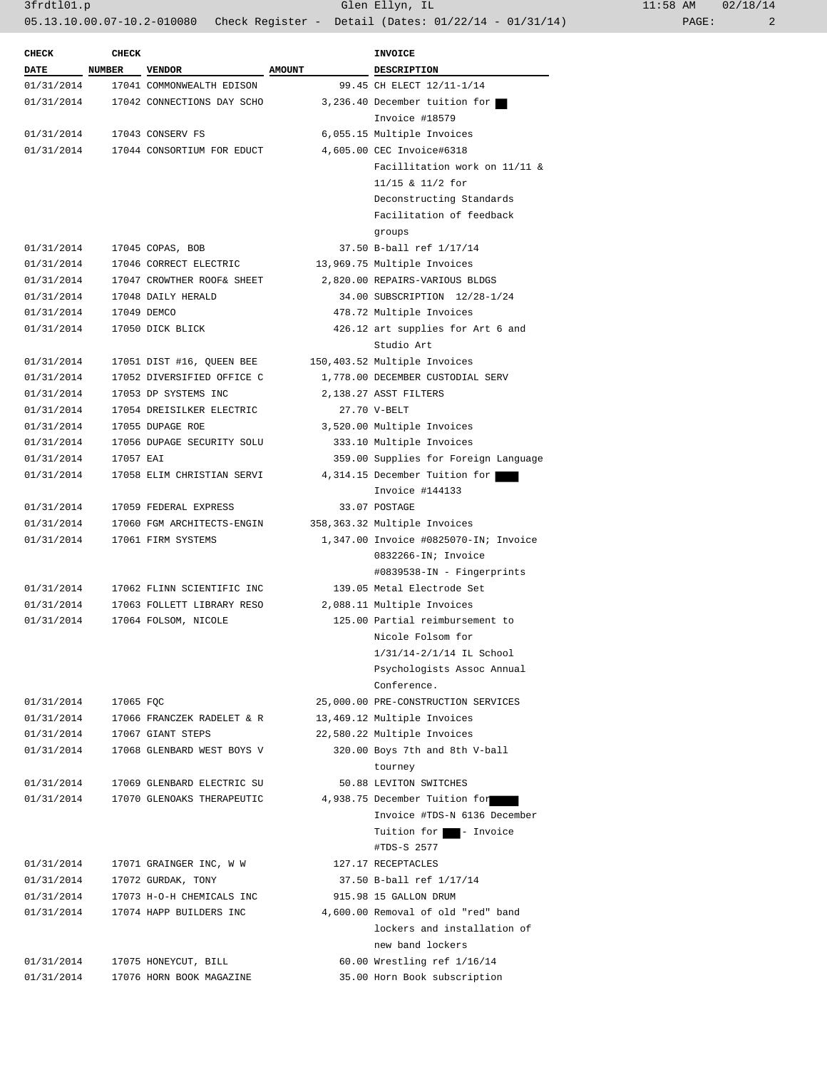| CHECK DATE | CHECK NUMBER | VENDOR | AMOUNT | INVOICE DESCRIPTION |
|---|---|---|---|---|
| 01/31/2014 | 17041 | COMMONWEALTH EDISON | 99.45 | CH ELECT 12/11-1/14 |
| 01/31/2014 | 17042 | CONNECTIONS DAY SCHO | 3,236.40 | December tuition for ███ Invoice #18579 |
| 01/31/2014 | 17043 | CONSERV FS | 6,055.15 | Multiple Invoices |
| 01/31/2014 | 17044 | CONSORTIUM FOR EDUCT | 4,605.00 | CEC Invoice#6318 Facillitation work on 11/11 & 11/15 & 11/2 for Deconstructing Standards Facilitation of feedback groups |
| 01/31/2014 | 17045 | COPAS, BOB | 37.50 | B-ball ref 1/17/14 |
| 01/31/2014 | 17046 | CORRECT ELECTRIC | 13,969.75 | Multiple Invoices |
| 01/31/2014 | 17047 | CROWTHER ROOF& SHEET | 2,820.00 | REPAIRS-VARIOUS BLDGS |
| 01/31/2014 | 17048 | DAILY HERALD | 34.00 | SUBSCRIPTION 12/28-1/24 |
| 01/31/2014 | 17049 | DEMCO | 478.72 | Multiple Invoices |
| 01/31/2014 | 17050 | DICK BLICK | 426.12 | art supplies for Art 6 and Studio Art |
| 01/31/2014 | 17051 | DIST #16, QUEEN BEE | 150,403.52 | Multiple Invoices |
| 01/31/2014 | 17052 | DIVERSIFIED OFFICE C | 1,778.00 | DECEMBER CUSTODIAL SERV |
| 01/31/2014 | 17053 | DP SYSTEMS INC | 2,138.27 | ASST FILTERS |
| 01/31/2014 | 17054 | DREISILKER ELECTRIC | 27.70 | V-BELT |
| 01/31/2014 | 17055 | DUPAGE ROE | 3,520.00 | Multiple Invoices |
| 01/31/2014 | 17056 | DUPAGE SECURITY SOLU | 333.10 | Multiple Invoices |
| 01/31/2014 | 17057 | EAI | 359.00 | Supplies for Foreign Language |
| 01/31/2014 | 17058 | ELIM CHRISTIAN SERVI | 4,314.15 | December Tuition for ███ Invoice #144133 |
| 01/31/2014 | 17059 | FEDERAL EXPRESS | 33.07 | POSTAGE |
| 01/31/2014 | 17060 | FGM ARCHITECTS-ENGIN | 358,363.32 | Multiple Invoices |
| 01/31/2014 | 17061 | FIRM SYSTEMS | 1,347.00 | Invoice #0825070-IN; Invoice 0832266-IN; Invoice #0839538-IN - Fingerprints |
| 01/31/2014 | 17062 | FLINN SCIENTIFIC INC | 139.05 | Metal Electrode Set |
| 01/31/2014 | 17063 | FOLLETT LIBRARY RESO | 2,088.11 | Multiple Invoices |
| 01/31/2014 | 17064 | FOLSOM, NICOLE | 125.00 | Partial reimbursement to Nicole Folsom for 1/31/14-2/1/14 IL School Psychologists Assoc Annual Conference. |
| 01/31/2014 | 17065 | FQC | 25,000.00 | PRE-CONSTRUCTION SERVICES |
| 01/31/2014 | 17066 | FRANCZEK RADELET & R | 13,469.12 | Multiple Invoices |
| 01/31/2014 | 17067 | GIANT STEPS | 22,580.22 | Multiple Invoices |
| 01/31/2014 | 17068 | GLENBARD WEST BOYS V | 320.00 | Boys 7th and 8th V-ball tourney |
| 01/31/2014 | 17069 | GLENBARD ELECTRIC SU | 50.88 | LEVITON SWITCHES |
| 01/31/2014 | 17070 | GLENOAKS THERAPEUTIC | 4,938.75 | December Tuition for ███ Invoice #TDS-N 6136 December Tuition for ███ - Invoice #TDS-S 2577 |
| 01/31/2014 | 17071 | GRAINGER INC, W W | 127.17 | RECEPTACLES |
| 01/31/2014 | 17072 | GURDAK, TONY | 37.50 | B-ball ref 1/17/14 |
| 01/31/2014 | 17073 | H-O-H CHEMICALS INC | 915.98 | 15 GALLON DRUM |
| 01/31/2014 | 17074 | HAPP BUILDERS INC | 4,600.00 | Removal of old "red" band lockers and installation of new band lockers |
| 01/31/2014 | 17075 | HONEYCUT, BILL | 60.00 | Wrestling ref 1/16/14 |
| 01/31/2014 | 17076 | HORN BOOK MAGAZINE | 35.00 | Horn Book subscription |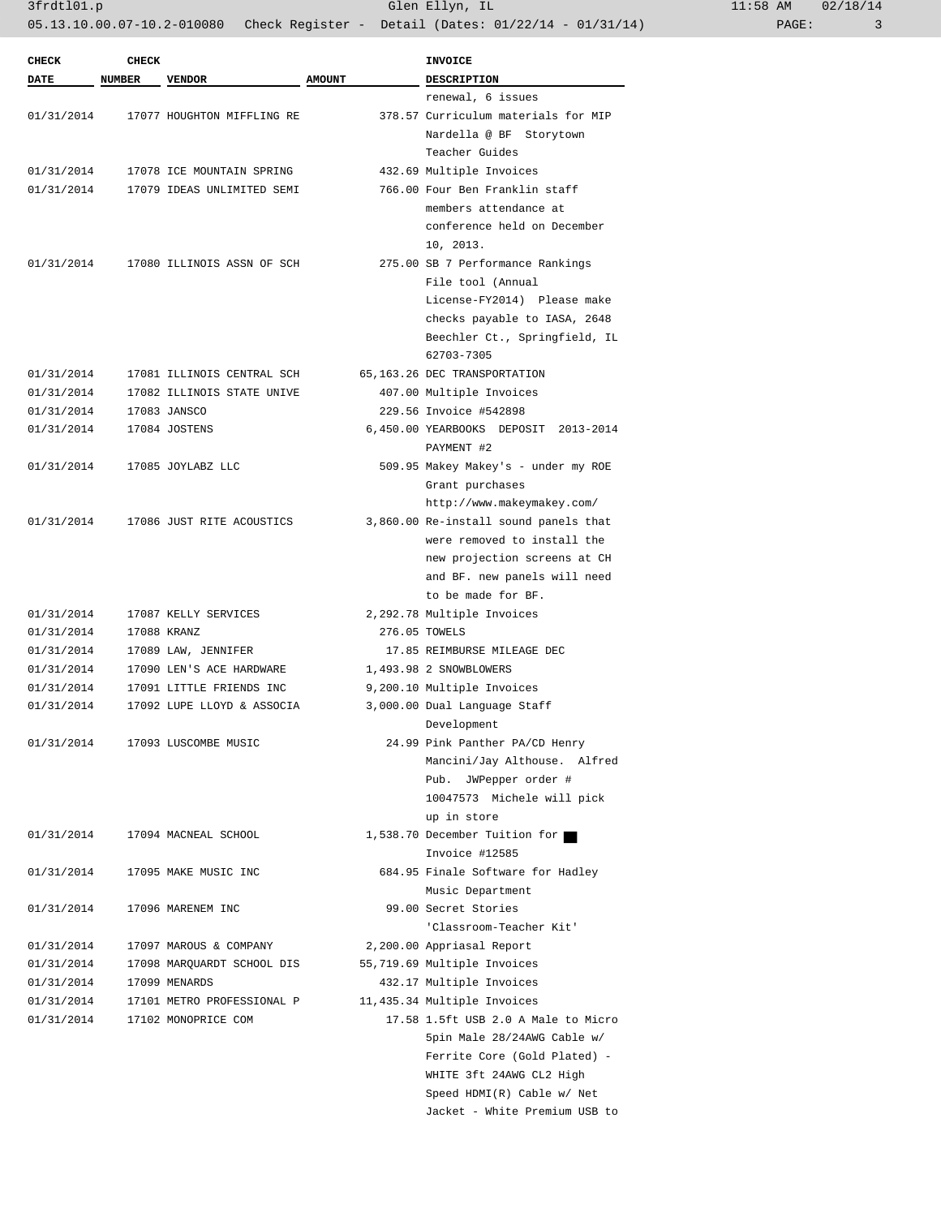| CHECK DATE | CHECK NUMBER | VENDOR | AMOUNT | INVOICE DESCRIPTION |
|---|---|---|---|---|
| | | | | renewal, 6 issues |
| 01/31/2014 | 17077 | HOUGHTON MIFFLING RE | 378.57 | Curriculum materials for MIP Nardella @ BF Storytown Teacher Guides |
| 01/31/2014 | 17078 | ICE MOUNTAIN SPRING | 432.69 | Multiple Invoices |
| 01/31/2014 | 17079 | IDEAS UNLIMITED SEMI | 766.00 | Four Ben Franklin staff members attendance at conference held on December 10, 2013. |
| 01/31/2014 | 17080 | ILLINOIS ASSN OF SCH | 275.00 | SB 7 Performance Rankings File tool (Annual License-FY2014) Please make checks payable to IASA, 2648 Beechler Ct., Springfield, IL 62703-7305 |
| 01/31/2014 | 17081 | ILLINOIS CENTRAL SCH | 65,163.26 | DEC TRANSPORTATION |
| 01/31/2014 | 17082 | ILLINOIS STATE UNIVE | 407.00 | Multiple Invoices |
| 01/31/2014 | 17083 | JANSCO | 229.56 | Invoice #542898 |
| 01/31/2014 | 17084 | JOSTENS | 6,450.00 | YEARBOOKS DEPOSIT 2013-2014 PAYMENT #2 |
| 01/31/2014 | 17085 | JOYLABZ LLC | 509.95 | Makey Makey's - under my ROE Grant purchases http://www.makeymakey.com/ |
| 01/31/2014 | 17086 | JUST RITE ACOUSTICS | 3,860.00 | Re-install sound panels that were removed to install the new projection screens at CH and BF. new panels will need to be made for BF. |
| 01/31/2014 | 17087 | KELLY SERVICES | 2,292.78 | Multiple Invoices |
| 01/31/2014 | 17088 | KRANZ | 276.05 | TOWELS |
| 01/31/2014 | 17089 | LAW, JENNIFER | 17.85 | REIMBURSE MILEAGE DEC |
| 01/31/2014 | 17090 | LEN'S ACE HARDWARE | 1,493.98 | 2 SNOWBLOWERS |
| 01/31/2014 | 17091 | LITTLE FRIENDS INC | 9,200.10 | Multiple Invoices |
| 01/31/2014 | 17092 | LUPE LLOYD & ASSOCIA | 3,000.00 | Dual Language Staff Development |
| 01/31/2014 | 17093 | LUSCOMBE MUSIC | 24.99 | Pink Panther PA/CD Henry Mancini/Jay Althouse. Alfred Pub. JWPepper order # 10047573 Michele will pick up in store |
| 01/31/2014 | 17094 | MACNEAL SCHOOL | 1,538.70 | December Tuition for ██ Invoice #12585 |
| 01/31/2014 | 17095 | MAKE MUSIC INC | 684.95 | Finale Software for Hadley Music Department |
| 01/31/2014 | 17096 | MARENEM INC | 99.00 | Secret Stories 'Classroom-Teacher Kit' |
| 01/31/2014 | 17097 | MAROUS & COMPANY | 2,200.00 | Appriasal Report |
| 01/31/2014 | 17098 | MARQUARDT SCHOOL DIS | 55,719.69 | Multiple Invoices |
| 01/31/2014 | 17099 | MENARDS | 432.17 | Multiple Invoices |
| 01/31/2014 | 17101 | METRO PROFESSIONAL P | 11,435.34 | Multiple Invoices |
| 01/31/2014 | 17102 | MONOPRICE COM | 17.58 | 1.5ft USB 2.0 A Male to Micro 5pin Male 28/24AWG Cable w/ Ferrite Core (Gold Plated) - WHITE 3ft 24AWG CL2 High Speed HDMI(R) Cable w/ Net Jacket - White Premium USB to |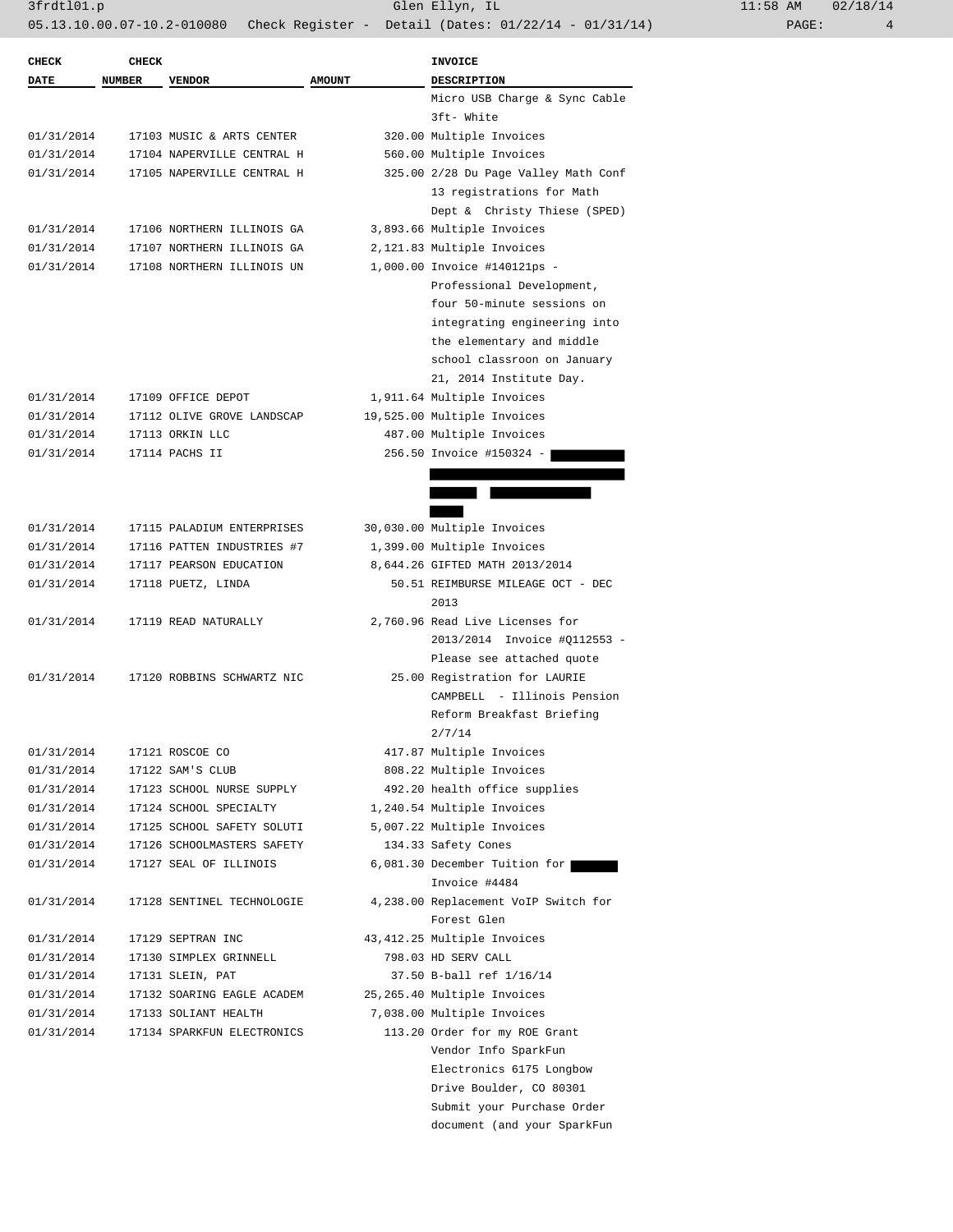| CHECK DATE | CHECK NUMBER | VENDOR | AMOUNT | INVOICE DESCRIPTION |
|---|---|---|---|---|
| | | | | Micro USB Charge & Sync Cable 3ft- White |
| 01/31/2014 | 17103 | MUSIC & ARTS CENTER | 320.00 | Multiple Invoices |
| 01/31/2014 | 17104 | NAPERVILLE CENTRAL H | 560.00 | Multiple Invoices |
| 01/31/2014 | 17105 | NAPERVILLE CENTRAL H | 325.00 | 2/28 Du Page Valley Math Conf 13 registrations for Math Dept & Christy Thiese (SPED) |
| 01/31/2014 | 17106 | NORTHERN ILLINOIS GA | 3,893.66 | Multiple Invoices |
| 01/31/2014 | 17107 | NORTHERN ILLINOIS GA | 2,121.83 | Multiple Invoices |
| 01/31/2014 | 17108 | NORTHERN ILLINOIS UN | 1,000.00 | Invoice #140121ps - Professional Development, four 50-minute sessions on integrating engineering into the elementary and middle school classroon on January 21, 2014 Institute Day. |
| 01/31/2014 | 17109 | OFFICE DEPOT | 1,911.64 | Multiple Invoices |
| 01/31/2014 | 17112 | OLIVE GROVE LANDSCAP | 19,525.00 | Multiple Invoices |
| 01/31/2014 | 17113 | ORKIN LLC | 487.00 | Multiple Invoices |
| 01/31/2014 | 17114 | PACHS II | 256.50 | Invoice #150324 - [REDACTED] |
| 01/31/2014 | 17115 | PALADIUM ENTERPRISES | 30,030.00 | Multiple Invoices |
| 01/31/2014 | 17116 | PATTEN INDUSTRIES #7 | 1,399.00 | Multiple Invoices |
| 01/31/2014 | 17117 | PEARSON EDUCATION | 8,644.26 | GIFTED MATH 2013/2014 |
| 01/31/2014 | 17118 | PUETZ, LINDA | 50.51 | REIMBURSE MILEAGE OCT - DEC 2013 |
| 01/31/2014 | 17119 | READ NATURALLY | 2,760.96 | Read Live Licenses for 2013/2014 Invoice #Q112553 - Please see attached quote |
| 01/31/2014 | 17120 | ROBBINS SCHWARTZ NIC | 25.00 | Registration for LAURIE CAMPBELL - Illinois Pension Reform Breakfast Briefing 2/7/14 |
| 01/31/2014 | 17121 | ROSCOE CO | 417.87 | Multiple Invoices |
| 01/31/2014 | 17122 | SAM'S CLUB | 808.22 | Multiple Invoices |
| 01/31/2014 | 17123 | SCHOOL NURSE SUPPLY | 492.20 | health office supplies |
| 01/31/2014 | 17124 | SCHOOL SPECIALTY | 1,240.54 | Multiple Invoices |
| 01/31/2014 | 17125 | SCHOOL SAFETY SOLUTI | 5,007.22 | Multiple Invoices |
| 01/31/2014 | 17126 | SCHOOLMASTERS SAFETY | 134.33 | Safety Cones |
| 01/31/2014 | 17127 | SEAL OF ILLINOIS | 6,081.30 | December Tuition for [REDACTED] Invoice #4484 |
| 01/31/2014 | 17128 | SENTINEL TECHNOLOGIE | 4,238.00 | Replacement VoIP Switch for Forest Glen |
| 01/31/2014 | 17129 | SEPTRAN INC | 43,412.25 | Multiple Invoices |
| 01/31/2014 | 17130 | SIMPLEX GRINNELL | 798.03 | HD SERV CALL |
| 01/31/2014 | 17131 | SLEIN, PAT | 37.50 | B-ball ref 1/16/14 |
| 01/31/2014 | 17132 | SOARING EAGLE ACADEM | 25,265.40 | Multiple Invoices |
| 01/31/2014 | 17133 | SOLIANT HEALTH | 7,038.00 | Multiple Invoices |
| 01/31/2014 | 17134 | SPARKFUN ELECTRONICS | 113.20 | Order for my ROE Grant Vendor Info SparkFun Electronics 6175 Longbow Drive Boulder, CO 80301 Submit your Purchase Order document (and your SparkFun |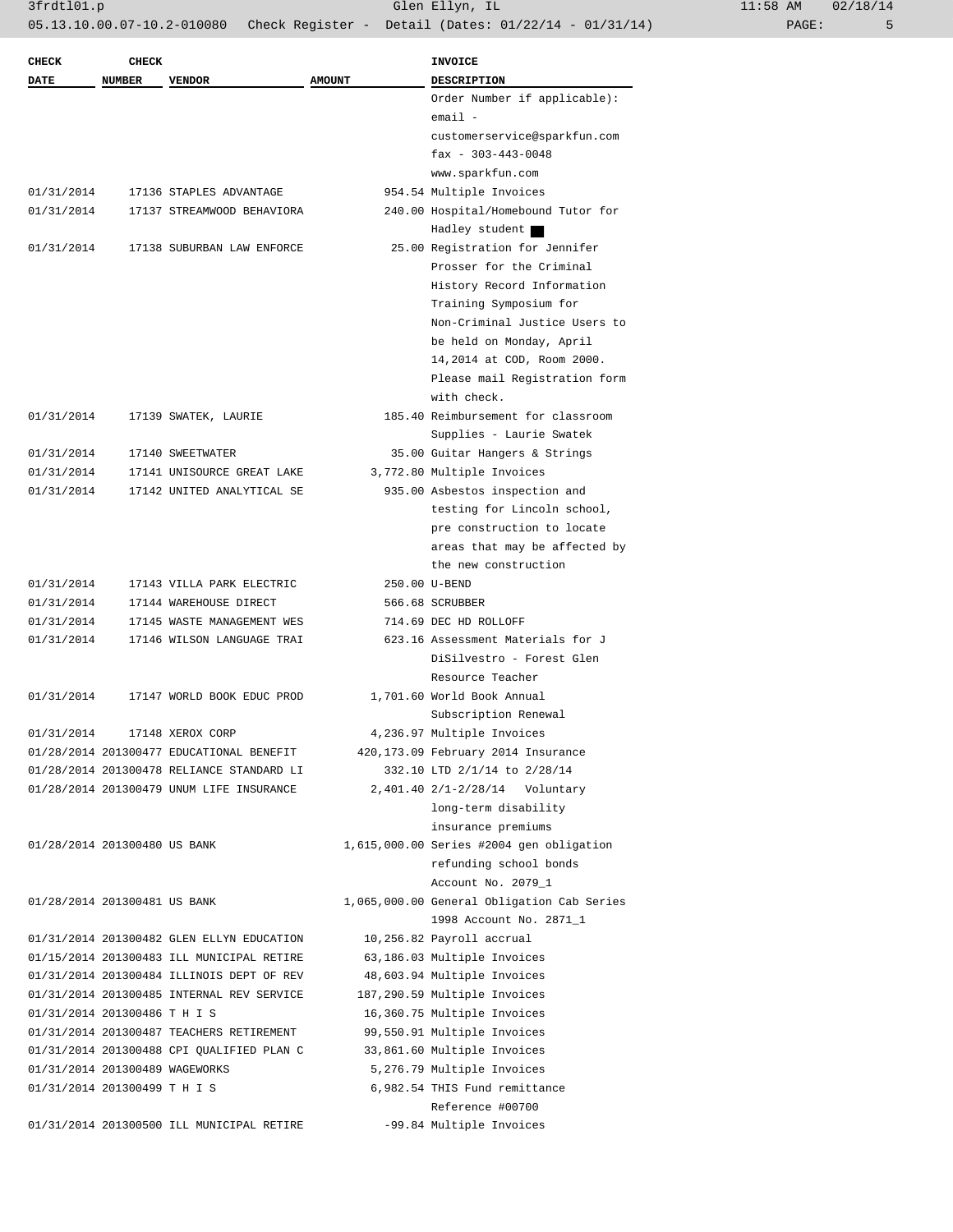| CHECK DATE | CHECK NUMBER | VENDOR | AMOUNT | INVOICE DESCRIPTION |
|---|---|---|---|---|
| | | | | Order Number if applicable): email - customerservice@sparkfun.com fax - 303-443-0048 www.sparkfun.com |
| 01/31/2014 | 17136 | STAPLES ADVANTAGE | 954.54 | Multiple Invoices |
| 01/31/2014 | 17137 | STREAMWOOD BEHAVIORA | 240.00 | Hospital/Homebound Tutor for Hadley student ■ |
| 01/31/2014 | 17138 | SUBURBAN LAW ENFORCE | 25.00 | Registration for Jennifer Prosser for the Criminal History Record Information Training Symposium for Non-Criminal Justice Users to be held on Monday, April 14,2014 at COD, Room 2000. Please mail Registration form with check. |
| 01/31/2014 | 17139 | SWATEK, LAURIE | 185.40 | Reimbursement for classroom Supplies - Laurie Swatek |
| 01/31/2014 | 17140 | SWEETWATER | 35.00 | Guitar Hangers & Strings |
| 01/31/2014 | 17141 | UNISOURCE GREAT LAKE | 3,772.80 | Multiple Invoices |
| 01/31/2014 | 17142 | UNITED ANALYTICAL SE | 935.00 | Asbestos inspection and testing for Lincoln school, pre construction to locate areas that may be affected by the new construction |
| 01/31/2014 | 17143 | VILLA PARK ELECTRIC | 250.00 | U-BEND |
| 01/31/2014 | 17144 | WAREHOUSE DIRECT | 566.68 | SCRUBBER |
| 01/31/2014 | 17145 | WASTE MANAGEMENT WES | 714.69 | DEC HD ROLLOFF |
| 01/31/2014 | 17146 | WILSON LANGUAGE TRAI | 623.16 | Assessment Materials for J DiSilvestro - Forest Glen Resource Teacher |
| 01/31/2014 | 17147 | WORLD BOOK EDUC PROD | 1,701.60 | World Book Annual Subscription Renewal |
| 01/31/2014 | 17148 | XEROX CORP | 4,236.97 | Multiple Invoices |
| 01/28/2014 | 201300477 | EDUCATIONAL BENEFIT | 420,173.09 | February 2014 Insurance |
| 01/28/2014 | 201300478 | RELIANCE STANDARD LI | 332.10 | LTD 2/1/14 to 2/28/14 |
| 01/28/2014 | 201300479 | UNUM LIFE INSURANCE | 2,401.40 | 2/1-2/28/14 Voluntary long-term disability insurance premiums |
| 01/28/2014 | 201300480 | US BANK | 1,615,000.00 | Series #2004 gen obligation refunding school bonds Account No. 2079_1 |
| 01/28/2014 | 201300481 | US BANK | 1,065,000.00 | General Obligation Cab Series 1998 Account No. 2871_1 |
| 01/31/2014 | 201300482 | GLEN ELLYN EDUCATION | 10,256.82 | Payroll accrual |
| 01/15/2014 | 201300483 | ILL MUNICIPAL RETIRE | 63,186.03 | Multiple Invoices |
| 01/31/2014 | 201300484 | ILLINOIS DEPT OF REV | 48,603.94 | Multiple Invoices |
| 01/31/2014 | 201300485 | INTERNAL REV SERVICE | 187,290.59 | Multiple Invoices |
| 01/31/2014 | 201300486 | T H I S | 16,360.75 | Multiple Invoices |
| 01/31/2014 | 201300487 | TEACHERS RETIREMENT | 99,550.91 | Multiple Invoices |
| 01/31/2014 | 201300488 | CPI QUALIFIED PLAN C | 33,861.60 | Multiple Invoices |
| 01/31/2014 | 201300489 | WAGEWORKS | 5,276.79 | Multiple Invoices |
| 01/31/2014 | 201300499 | T H I S | 6,982.54 | THIS Fund remittance Reference #00700 |
| 01/31/2014 | 201300500 | ILL MUNICIPAL RETIRE | -99.84 | Multiple Invoices |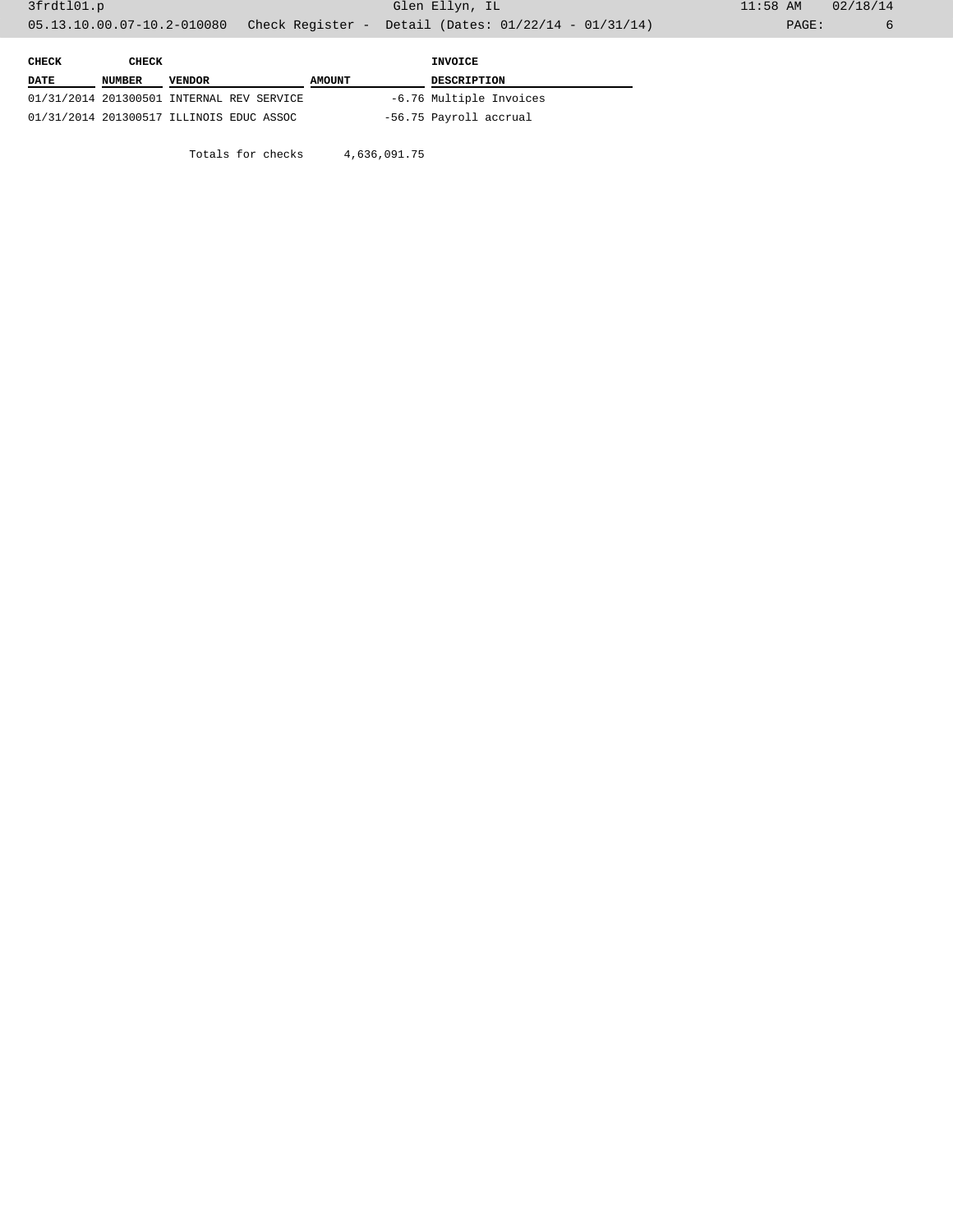| CHECK DATE | CHECK NUMBER | VENDOR | AMOUNT | INVOICE DESCRIPTION |
|---|---|---|---|---|
| 01/31/2014 | 201300501 | INTERNAL REV SERVICE | -6.76 | Multiple Invoices |
| 01/31/2014 | 201300517 | ILLINOIS EDUC ASSOC | -56.75 | Payroll accrual |
| | | Totals for checks | 4,636,091.75 | |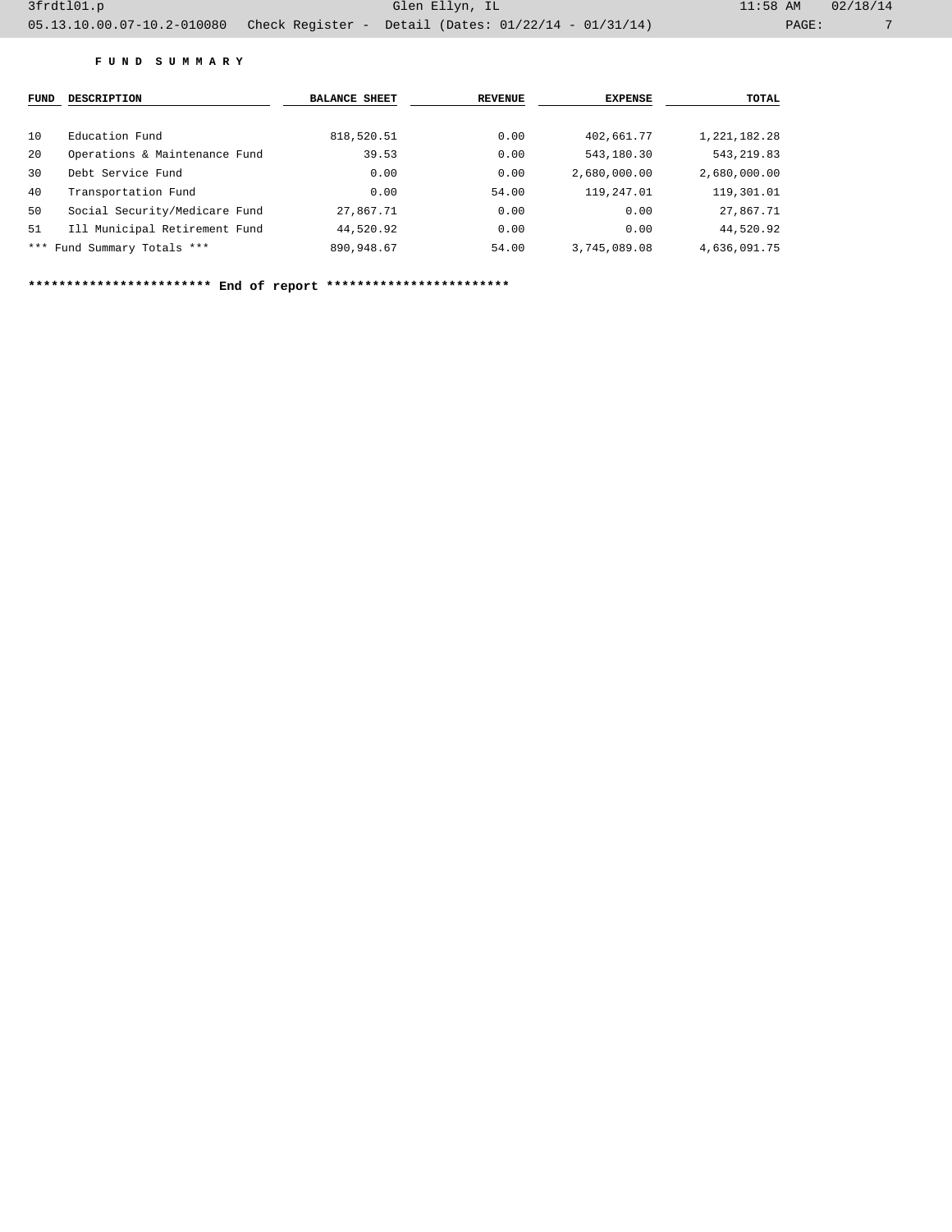**F U N D   S U M M A R Y**

| FUND | DESCRIPTION | BALANCE SHEET | REVENUE | EXPENSE | TOTAL |
|---|---|---|---|---|---|
| 10 | Education Fund | 818,520.51 | 0.00 | 402,661.77 | 1,221,182.28 |
| 20 | Operations & Maintenance Fund | 39.53 | 0.00 | 543,180.30 | 543,219.83 |
| 30 | Debt Service Fund | 0.00 | 0.00 | 2,680,000.00 | 2,680,000.00 |
| 40 | Transportation Fund | 0.00 | 54.00 | 119,247.01 | 119,301.01 |
| 50 | Social Security/Medicare Fund | 27,867.71 | 0.00 | 0.00 | 27,867.71 |
| 51 | Ill Municipal Retirement Fund | 44,520.92 | 0.00 | 0.00 | 44,520.92 |
| *** Fund Summary Totals *** | | 890,948.67 | 54.00 | 3,745,089.08 | 4,636,091.75 |

**************************** End of report ****************************